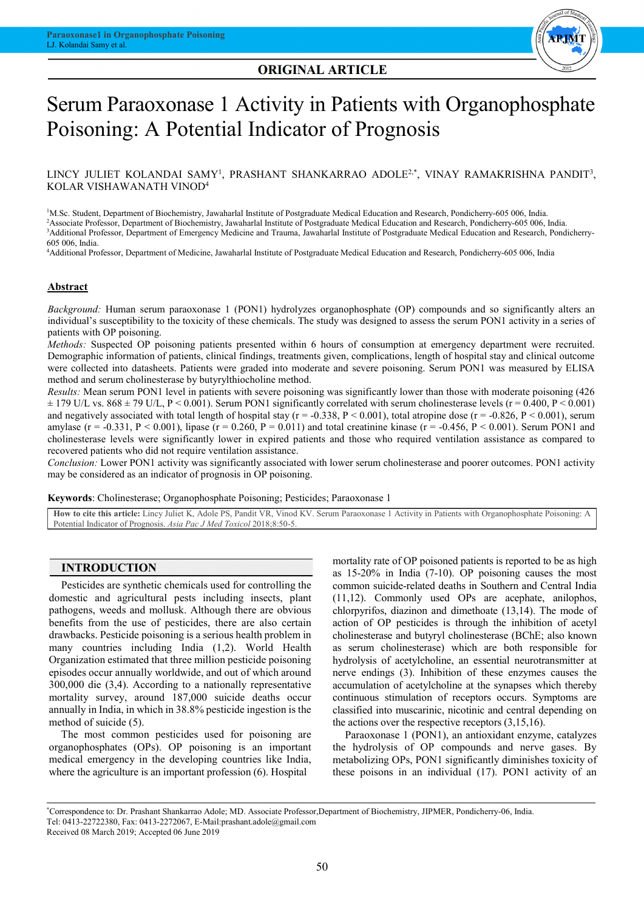ORIGINAL ARTICLE

# Serum Paraoxonase 1 Activity in Patients with Organophosphate Poisoning: A Potential Indicator of Prognosis

LINCY JULIET KOLANDAI SAMY[1], PRASHANT SHANKARRAO ADOLE[2,*], VINAY RAMAKRISHNA PANDIT[3], KOLAR VISHAWANATH VINOD[4]

[1]M.Sc. Student, Department of Biochemistry, Jawaharlal Institute of Postgraduate Medical Education and Research, Pondicherry-605 006, India.
[2]Associate Professor, Department of Biochemistry, Jawaharlal Institute of Postgraduate Medical Education and Research, Pondicherry-605 006, India.
[3]Additional Professor, Department of Emergency Medicine and Trauma, Jawaharlal Institute of Postgraduate Medical Education and Research, Pondicherry-605 006, India.
[4]Additional Professor, Department of Medicine, Jawaharlal Institute of Postgraduate Medical Education and Research, Pondicherry-605 006, India

## Abstract

*Background:* Human serum paraoxonase 1 (PON1) hydrolyzes organophosphate (OP) compounds and so significantly alters an individual's susceptibility to the toxicity of these chemicals. The study was designed to assess the serum PON1 activity in a series of patients with OP poisoning.

*Methods:* Suspected OP poisoning patients presented within 6 hours of consumption at emergency department were recruited. Demographic information of patients, clinical findings, treatments given, complications, length of hospital stay and clinical outcome were collected into datasheets. Patients were graded into moderate and severe poisoning. Serum PON1 was measured by ELISA method and serum cholinesterase by butyrylthiocholine method.

*Results:* Mean serum PON1 level in patients with severe poisoning was significantly lower than those with moderate poisoning (426 ± 179 U/L vs. 868 ± 79 U/L, $P < 0.001$). Serum PON1 significantly correlated with serum cholinesterase levels ($r = 0.400$, $P < 0.001$) and negatively associated with total length of hospital stay ($r = -0.338$, $P < 0.001$), total atropine dose ($r = -0.826$, $P < 0.001$), serum amylase ($r = -0.331$, $P < 0.001$), lipase ($r = 0.260$, $P = 0.011$) and total creatinine kinase ($r = -0.456$, $P < 0.001$). Serum PON1 and cholinesterase levels were significantly lower in expired patients and those who required ventilation assistance as compared to recovered patients who did not require ventilation assistance.

*Conclusion:* Lower PON1 activity was significantly associated with lower serum cholinesterase and poorer outcomes. PON1 activity may be considered as an indicator of prognosis in OP poisoning.

**Keywords**: Cholinesterase; Organophosphate Poisoning; Pesticides; Paraoxonase 1

**How to cite this article:** Lincy Juliet K, Adole PS, Pandit VR, Vinod KV. Serum Paraoxonase 1 Activity in Patients with Organophosphate Poisoning: A Potential Indicator of Prognosis. *Asia Pac J Med Toxicol* 2018;8:50-5.

## INTRODUCTION

Pesticides are synthetic chemicals used for controlling the domestic and agricultural pests including insects, plant pathogens, weeds and mollusk. Although there are obvious benefits from the use of pesticides, there are also certain drawbacks. Pesticide poisoning is a serious health problem in many countries including India (1,2). World Health Organization estimated that three million pesticide poisoning episodes occur annually worldwide, and out of which around 300,000 die (3,4). According to a nationally representative mortality survey, around 187,000 suicide deaths occur annually in India, in which 38.8% pesticide ingestion is the method of suicide (5).

The most common pesticides used for poisoning are organophosphates (OPs). OP poisoning is an important medical emergency in the developing countries like India, where the agriculture is an important profession (6). Hospital mortality rate of OP poisoned patients is reported to be as high as 15-20% in India (7-10). OP poisoning causes the most common suicide-related deaths in Southern and Central India (11,12). Commonly used OPs are acephate, anilophos, chlorpyrifos, diazinon and dimethoate (13,14). The mode of action of OP pesticides is through the inhibition of acetyl cholinesterase and butyryl cholinesterase (BChE; also known as serum cholinesterase) which are both responsible for hydrolysis of acetylcholine, an essential neurotransmitter at nerve endings (3). Inhibition of these enzymes causes the accumulation of acetylcholine at the synapses which thereby continuous stimulation of receptors occurs. Symptoms are classified into muscarinic, nicotinic and central depending on the actions over the respective receptors (3,15,16).

Paraoxonase 1 (PON1), an antioxidant enzyme, catalyzes the hydrolysis of OP compounds and nerve gases. By metabolizing OPs, PON1 significantly diminishes toxicity of these poisons in an individual (17). PON1 activity of an

*Correspondence to: Dr. Prashant Shankarrao Adole; MD. Associate Professor,Department of Biochemistry, JIPMER, Pondicherry-06, India.
Tel: 0413-22722380, Fax: 0413-2272067, E-Mail:prashant.adole@gmail.com
Received 08 March 2019; Accepted 06 June 2019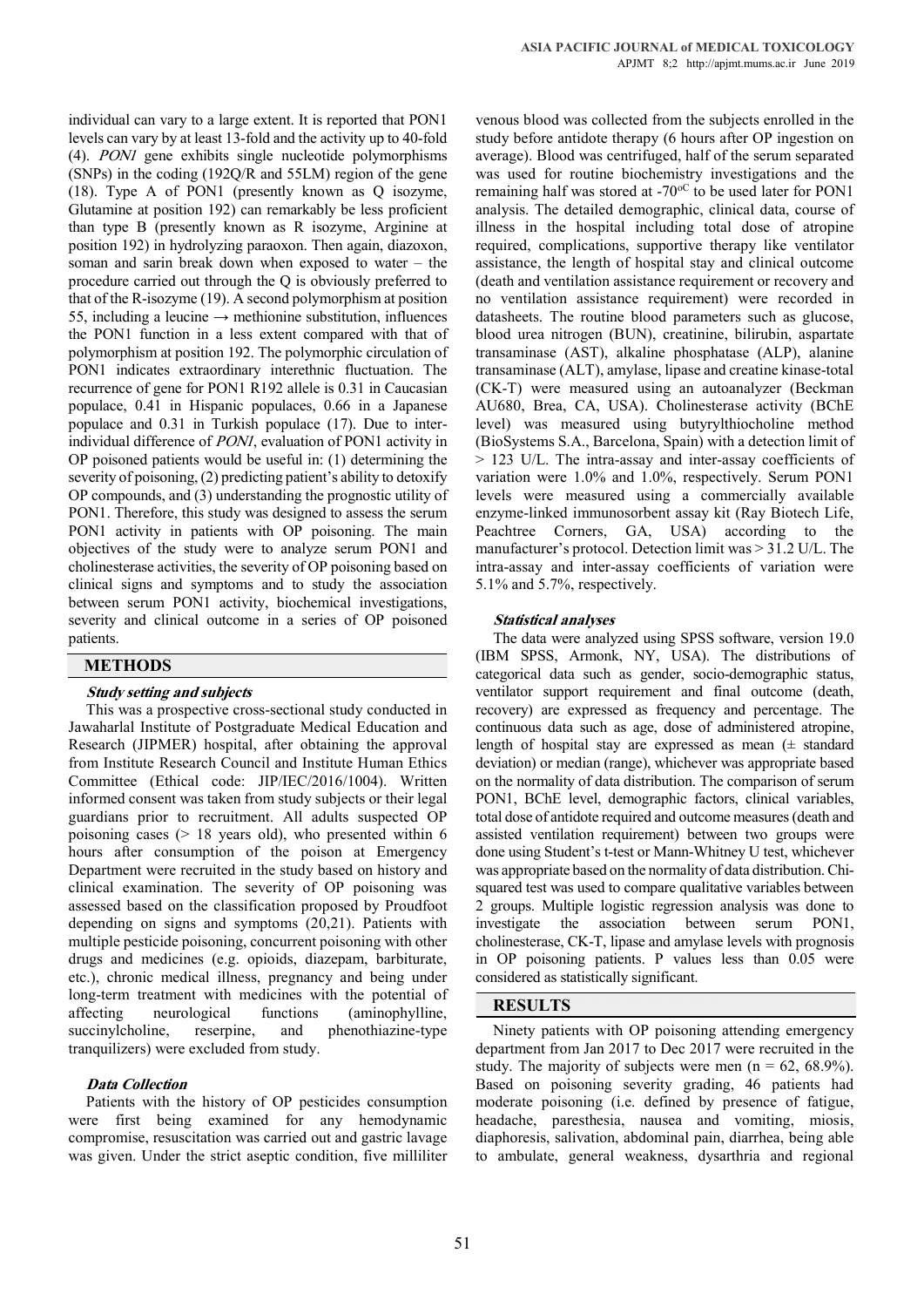individual can vary to a large extent. It is reported that PON1 levels can vary by at least 13-fold and the activity up to 40-fold (4). *PON1* gene exhibits single nucleotide polymorphisms (SNPs) in the coding (192Q/R and 55LM) region of the gene (18). Type A of PON1 (presently known as Q isozyme, Glutamine at position 192) can remarkably be less proficient than type B (presently known as R isozyme, Arginine at position 192) in hydrolyzing paraoxon. Then again, diazoxon, soman and sarin break down when exposed to water – the procedure carried out through the Q is obviously preferred to that of the R-isozyme (19). A second polymorphism at position 55, including a leucine → methionine substitution, influences the PON1 function in a less extent compared with that of polymorphism at position 192. The polymorphic circulation of PON1 indicates extraordinary interethnic fluctuation. The recurrence of gene for PON1 R192 allele is 0.31 in Caucasian populace, 0.41 in Hispanic populaces, 0.66 in a Japanese populace and 0.31 in Turkish populace (17). Due to inter-individual difference of *PON1*, evaluation of PON1 activity in OP poisoned patients would be useful in: (1) determining the severity of poisoning, (2) predicting patient's ability to detoxify OP compounds, and (3) understanding the prognostic utility of PON1. Therefore, this study was designed to assess the serum PON1 activity in patients with OP poisoning. The main objectives of the study were to analyze serum PON1 and cholinesterase activities, the severity of OP poisoning based on clinical signs and symptoms and to study the association between serum PON1 activity, biochemical investigations, severity and clinical outcome in a series of OP poisoned patients.

## METHODS

### *Study setting and subjects*

This was a prospective cross-sectional study conducted in Jawaharlal Institute of Postgraduate Medical Education and Research (JIPMER) hospital, after obtaining the approval from Institute Research Council and Institute Human Ethics Committee (Ethical code: JIP/IEC/2016/1004). Written informed consent was taken from study subjects or their legal guardians prior to recruitment. All adults suspected OP poisoning cases (> 18 years old), who presented within 6 hours after consumption of the poison at Emergency Department were recruited in the study based on history and clinical examination. The severity of OP poisoning was assessed based on the classification proposed by Proudfoot depending on signs and symptoms (20,21). Patients with multiple pesticide poisoning, concurrent poisoning with other drugs and medicines (e.g. opioids, diazepam, barbiturate, etc.), chronic medical illness, pregnancy and being under long-term treatment with medicines with the potential of affecting neurological functions (aminophylline, succinylcholine, reserpine, and phenothiazine-type tranquilizers) were excluded from study.

### *Data Collection*

Patients with the history of OP pesticides consumption were first being examined for any hemodynamic compromise, resuscitation was carried out and gastric lavage was given. Under the strict aseptic condition, five milliliter venous blood was collected from the subjects enrolled in the study before antidote therapy (6 hours after OP ingestion on average). Blood was centrifuged, half of the serum separated was used for routine biochemistry investigations and the remaining half was stored at -70$^{o}$C to be used later for PON1 analysis. The detailed demographic, clinical data, course of illness in the hospital including total dose of atropine required, complications, supportive therapy like ventilator assistance, the length of hospital stay and clinical outcome (death and ventilation assistance requirement or recovery and no ventilation assistance requirement) were recorded in datasheets. The routine blood parameters such as glucose, blood urea nitrogen (BUN), creatinine, bilirubin, aspartate transaminase (AST), alkaline phosphatase (ALP), alanine transaminase (ALT), amylase, lipase and creatine kinase-total (CK-T) were measured using an autoanalyzer (Beckman AU680, Brea, CA, USA). Cholinesterase activity (BChE level) was measured using butyrylthiocholine method (BioSystems S.A., Barcelona, Spain) with a detection limit of > 123 U/L. The intra-assay and inter-assay coefficients of variation were 1.0% and 1.0%, respectively. Serum PON1 levels were measured using a commercially available enzyme-linked immunosorbent assay kit (Ray Biotech Life, Peachtree Corners, GA, USA) according to the manufacturer's protocol. Detection limit was > 31.2 U/L. The intra-assay and inter-assay coefficients of variation were 5.1% and 5.7%, respectively.

### *Statistical analyses*

The data were analyzed using SPSS software, version 19.0 (IBM SPSS, Armonk, NY, USA). The distributions of categorical data such as gender, socio-demographic status, ventilator support requirement and final outcome (death, recovery) are expressed as frequency and percentage. The continuous data such as age, dose of administered atropine, length of hospital stay are expressed as mean (± standard deviation) or median (range), whichever was appropriate based on the normality of data distribution. The comparison of serum PON1, BChE level, demographic factors, clinical variables, total dose of antidote required and outcome measures (death and assisted ventilation requirement) between two groups were done using Student's t-test or Mann-Whitney U test, whichever was appropriate based on the normality of data distribution. Chi-squared test was used to compare qualitative variables between 2 groups. Multiple logistic regression analysis was done to investigate the association between serum PON1, cholinesterase, CK-T, lipase and amylase levels with prognosis in OP poisoning patients. P values less than 0.05 were considered as statistically significant.

## RESULTS

Ninety patients with OP poisoning attending emergency department from Jan 2017 to Dec 2017 were recruited in the study. The majority of subjects were men (n = 62, 68.9%). Based on poisoning severity grading, 46 patients had moderate poisoning (i.e. defined by presence of fatigue, headache, paresthesia, nausea and vomiting, miosis, diaphoresis, salivation, abdominal pain, diarrhea, being able to ambulate, general weakness, dysarthria and regional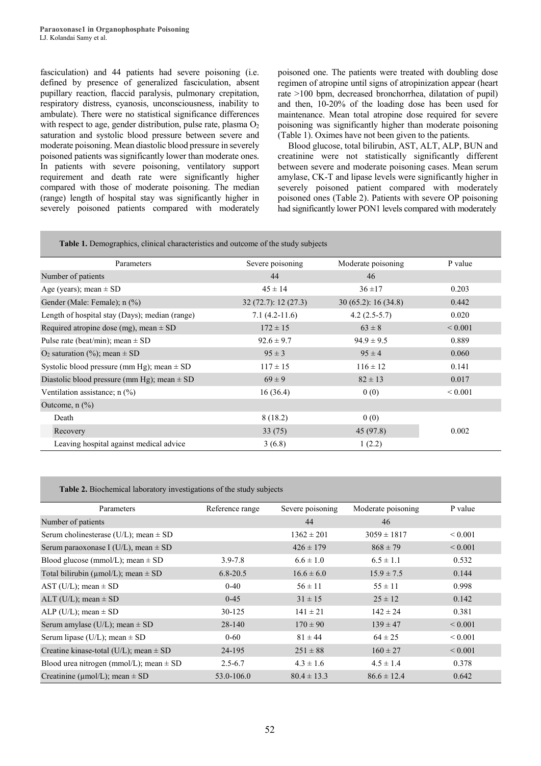fasciculation) and 44 patients had severe poisoning (i.e. defined by presence of generalized fasciculation, absent pupillary reaction, flaccid paralysis, pulmonary crepitation, respiratory distress, cyanosis, unconsciousness, inability to ambulate). There were no statistical significance differences with respect to age, gender distribution, pulse rate, plasma $O_2$ saturation and systolic blood pressure between severe and moderate poisoning. Mean diastolic blood pressure in severely poisoned patients was significantly lower than moderate ones. In patients with severe poisoning, ventilatory support requirement and death rate were significantly higher compared with those of moderate poisoning. The median (range) length of hospital stay was significantly higher in severely poisoned patients compared with moderately poisoned one. The patients were treated with doubling dose regimen of atropine until signs of atropinization appear (heart rate >100 bpm, decreased bronchorrhea, dilatation of pupil) and then, 10-20% of the loading dose has been used for maintenance. Mean total atropine dose required for severe poisoning was significantly higher than moderate poisoning (Table 1). Oximes have not been given to the patients.

Blood glucose, total bilirubin, AST, ALT, ALP, BUN and creatinine were not statistically significantly different between severe and moderate poisoning cases. Mean serum amylase, CK-T and lipase levels were significantly higher in severely poisoned patient compared with moderately poisoned ones (Table 2). Patients with severe OP poisoning had significantly lower PON1 levels compared with moderately

**Table 1.** Demographics, clinical characteristics and outcome of the study subjects

| Parameters | Severe poisoning | Moderate poisoning | P value |
|---|---|---|---|
| Number of patients | 44 | 46 | |
| Age (years); mean ± SD | 45 ± 14 | 36 ±17 | 0.203 |
| Gender (Male: Female); n (%) | 32 (72.7): 12 (27.3) | 30 (65.2): 16 (34.8) | 0.442 |
| Length of hospital stay (Days); median (range) | 7.1 (4.2-11.6) | 4.2 (2.5-5.7) | 0.020 |
| Required atropine dose (mg), mean ± SD | 172 ± 15 | 63 ± 8 | < 0.001 |
| Pulse rate (beat/min); mean ± SD | 92.6 ± 9.7 | 94.9 ± 9.5 | 0.889 |
| $O_2$ saturation (%); mean ± SD | 95 ± 3 | 95 ± 4 | 0.060 |
| Systolic blood pressure (mm Hg); mean ± SD | 117 ± 15 | 116 ± 12 | 0.141 |
| Diastolic blood pressure (mm Hg); mean ± SD | 69 ± 9 | 82 ± 13 | 0.017 |
| Ventilation assistance; n (%) | 16 (36.4) | 0 (0) | < 0.001 |
| Outcome, n (%) | | | |
| Death | 8 (18.2) | 0 (0) | |
| Recovery | 33 (75) | 45 (97.8) | 0.002 |
| Leaving hospital against medical advice | 3 (6.8) | 1 (2.2) | |

**Table 2.** Biochemical laboratory investigations of the study subjects

| Parameters | Reference range | Severe poisoning | Moderate poisoning | P value |
|---|---|---|---|---|
| Number of patients | | 44 | 46 | |
| Serum cholinesterase (U/L); mean ± SD | | 1362 ± 201 | 3059 ± 1817 | < 0.001 |
| Serum paraoxonase I (U/L), mean ± SD | | 426 ± 179 | 868 ± 79 | < 0.001 |
| Blood glucose (mmol/L); mean ± SD | 3.9-7.8 | 6.6 ± 1.0 | 6.5 ± 1.1 | 0.532 |
| Total bilirubin (μmol/L); mean ± SD | 6.8-20.5 | 16.6 ± 6.0 | 15.9 ± 7.5 | 0.144 |
| AST (U/L); mean ± SD | 0-40 | 56 ± 11 | 55 ± 11 | 0.998 |
| ALT (U/L); mean ± SD | 0-45 | 31 ± 15 | 25 ± 12 | 0.142 |
| ALP (U/L); mean ± SD | 30-125 | 141 ± 21 | 142 ± 24 | 0.381 |
| Serum amylase (U/L); mean ± SD | 28-140 | 170 ± 90 | 139 ± 47 | < 0.001 |
| Serum lipase (U/L); mean ± SD | 0-60 | 81 ± 44 | 64 ± 25 | < 0.001 |
| Creatine kinase-total (U/L); mean ± SD | 24-195 | 251 ± 88 | 160 ± 27 | < 0.001 |
| Blood urea nitrogen (mmol/L); mean ± SD | 2.5-6.7 | 4.3 ± 1.6 | 4.5 ± 1.4 | 0.378 |
| Creatinine (μmol/L); mean ± SD | 53.0-106.0 | 80.4 ± 13.3 | 86.6 ± 12.4 | 0.642 |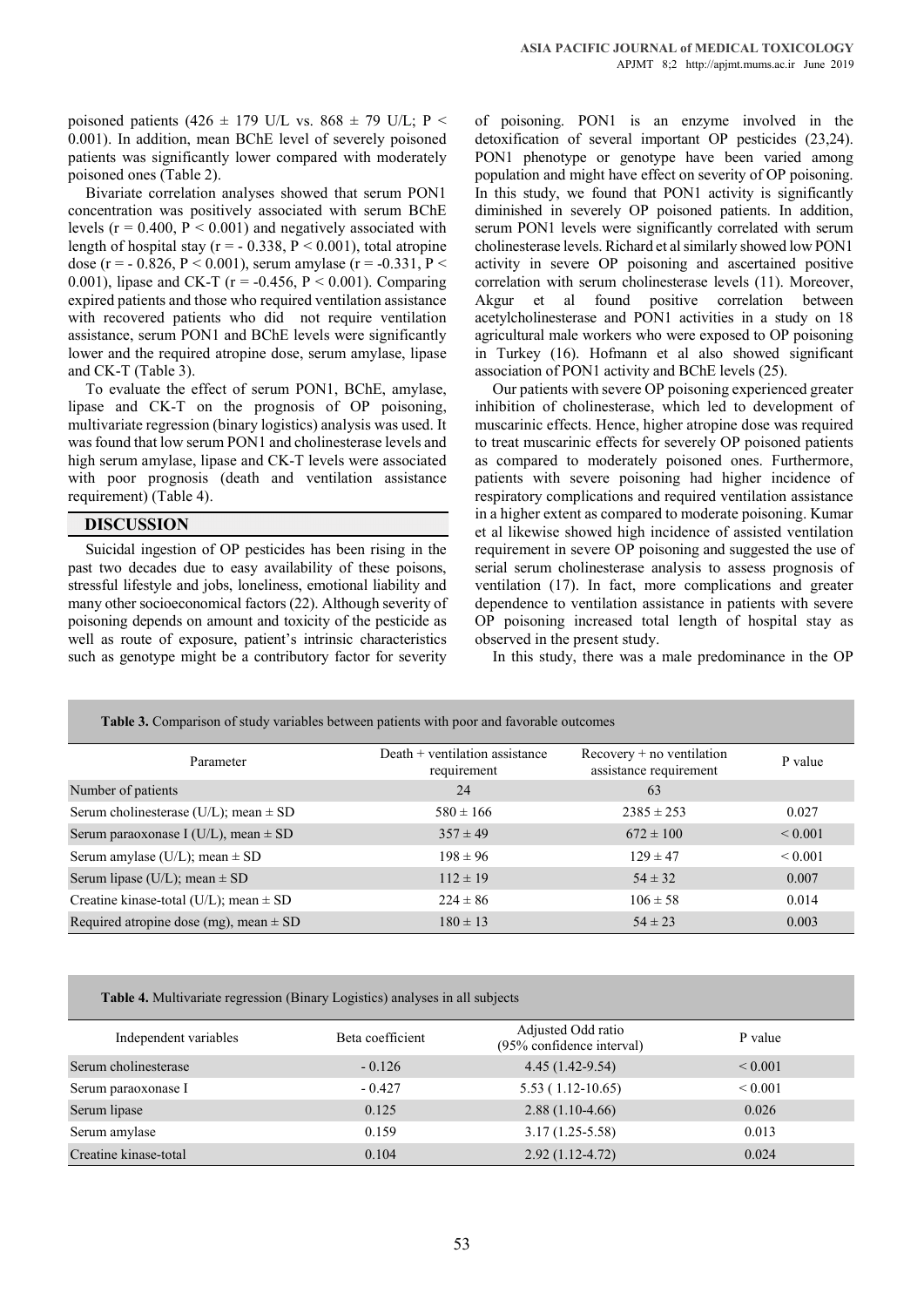poisoned patients ($426 \pm 179$ U/L vs. $868 \pm 79$ U/L; $P < 0.001$). In addition, mean BChE level of severely poisoned patients was significantly lower compared with moderately poisoned ones (Table 2).

Bivariate correlation analyses showed that serum PON1 concentration was positively associated with serum BChE levels ($r = 0.400$, $P < 0.001$) and negatively associated with length of hospital stay ($r = -0.338$, $P < 0.001$), total atropine dose ($r = -0.826$, $P < 0.001$), serum amylase ($r = -0.331$, $P < 0.001$), lipase and CK-T ($r = -0.456$, $P < 0.001$). Comparing expired patients and those who required ventilation assistance with recovered patients who did not require ventilation assistance, serum PON1 and BChE levels were significantly lower and the required atropine dose, serum amylase, lipase and CK-T (Table 3).

To evaluate the effect of serum PON1, BChE, amylase, lipase and CK-T on the prognosis of OP poisoning, multivariate regression (binary logistics) analysis was used. It was found that low serum PON1 and cholinesterase levels and high serum amylase, lipase and CK-T levels were associated with poor prognosis (death and ventilation assistance requirement) (Table 4).

## DISCUSSION

Suicidal ingestion of OP pesticides has been rising in the past two decades due to easy availability of these poisons, stressful lifestyle and jobs, loneliness, emotional liability and many other socioeconomical factors (22). Although severity of poisoning depends on amount and toxicity of the pesticide as well as route of exposure, patient's intrinsic characteristics such as genotype might be a contributory factor for severity of poisoning. PON1 is an enzyme involved in the detoxification of several important OP pesticides (23,24). PON1 phenotype or genotype have been varied among population and might have effect on severity of OP poisoning. In this study, we found that PON1 activity is significantly diminished in severely OP poisoned patients. In addition, serum PON1 levels were significantly correlated with serum cholinesterase levels. Richard et al similarly showed low PON1 activity in severe OP poisoning and ascertained positive correlation with serum cholinesterase levels (11). Moreover, Akgur et al found positive correlation between acetylcholinesterase and PON1 activities in a study on 18 agricultural male workers who were exposed to OP poisoning in Turkey (16). Hofmann et al also showed significant association of PON1 activity and BChE levels (25).

Our patients with severe OP poisoning experienced greater inhibition of cholinesterase, which led to development of muscarinic effects. Hence, higher atropine dose was required to treat muscarinic effects for severely OP poisoned patients as compared to moderately poisoned ones. Furthermore, patients with severe poisoning had higher incidence of respiratory complications and required ventilation assistance in a higher extent as compared to moderate poisoning. Kumar et al likewise showed high incidence of assisted ventilation requirement in severe OP poisoning and suggested the use of serial serum cholinesterase analysis to assess prognosis of ventilation (17). In fact, more complications and greater dependence to ventilation assistance in patients with severe OP poisoning increased total length of hospital stay as observed in the present study.

In this study, there was a male predominance in the OP

**Table 3.** Comparison of study variables between patients with poor and favorable outcomes

| Parameter | Death + ventilation assistance requirement | Recovery + no ventilation assistance requirement | P value |
|---|---|---|---|
| Number of patients | 24 | 63 | |
| Serum cholinesterase (U/L); mean ± SD | 580 ± 166 | 2385 ± 253 | 0.027 |
| Serum paraoxonase I (U/L), mean ± SD | 357 ± 49 | 672 ± 100 | < 0.001 |
| Serum amylase (U/L); mean ± SD | 198 ± 96 | 129 ± 47 | < 0.001 |
| Serum lipase (U/L); mean ± SD | 112 ± 19 | 54 ± 32 | 0.007 |
| Creatine kinase-total (U/L); mean ± SD | 224 ± 86 | 106 ± 58 | 0.014 |
| Required atropine dose (mg), mean ± SD | 180 ± 13 | 54 ± 23 | 0.003 |

**Table 4.** Multivariate regression (Binary Logistics) analyses in all subjects

| Independent variables | Beta coefficient | Adjusted Odd ratio (95% confidence interval) | P value |
|---|---|---|---|
| Serum cholinesterase | - 0.126 | 4.45 (1.42-9.54) | < 0.001 |
| Serum paraoxonase I | - 0.427 | 5.53 ( 1.12-10.65) | < 0.001 |
| Serum lipase | 0.125 | 2.88 (1.10-4.66) | 0.026 |
| Serum amylase | 0.159 | 3.17 (1.25-5.58) | 0.013 |
| Creatine kinase-total | 0.104 | 2.92 (1.12-4.72) | 0.024 |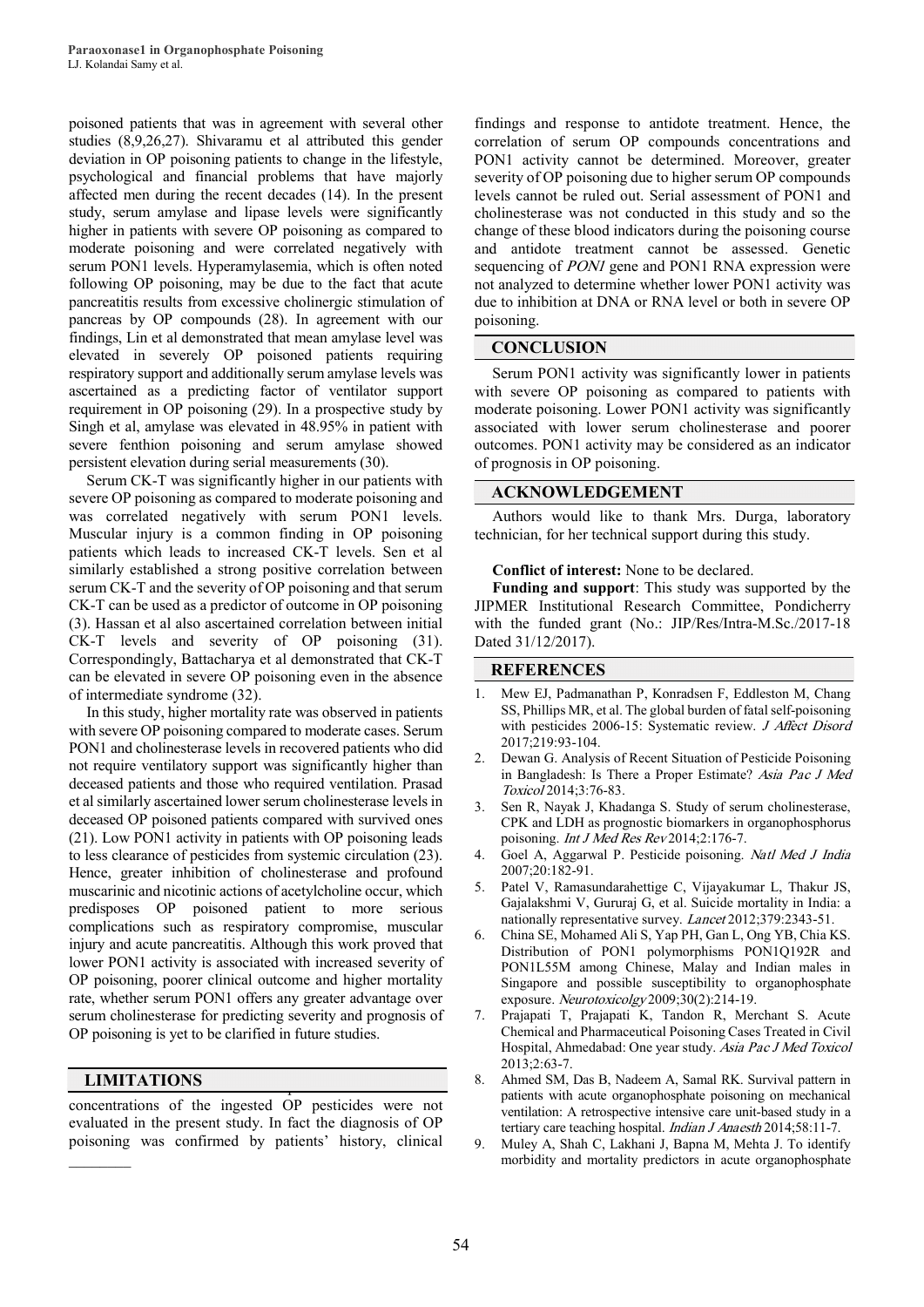poisoned patients that was in agreement with several other studies (8,9,26,27). Shivaramu et al attributed this gender deviation in OP poisoning patients to change in the lifestyle, psychological and financial problems that have majorly affected men during the recent decades (14). In the present study, serum amylase and lipase levels were significantly higher in patients with severe OP poisoning as compared to moderate poisoning and were correlated negatively with serum PON1 levels. Hyperamylasemia, which is often noted following OP poisoning, may be due to the fact that acute pancreatitis results from excessive cholinergic stimulation of pancreas by OP compounds (28). In agreement with our findings, Lin et al demonstrated that mean amylase level was elevated in severely OP poisoned patients requiring respiratory support and additionally serum amylase levels was ascertained as a predicting factor of ventilator support requirement in OP poisoning (29). In a prospective study by Singh et al, amylase was elevated in 48.95% in patient with severe fenthion poisoning and serum amylase showed persistent elevation during serial measurements (30).

Serum CK-T was significantly higher in our patients with severe OP poisoning as compared to moderate poisoning and was correlated negatively with serum PON1 levels. Muscular injury is a common finding in OP poisoning patients which leads to increased CK-T levels. Sen et al similarly established a strong positive correlation between serum CK-T and the severity of OP poisoning and that serum CK-T can be used as a predictor of outcome in OP poisoning (3). Hassan et al also ascertained correlation between initial CK-T levels and severity of OP poisoning (31). Correspondingly, Battacharya et al demonstrated that CK-T can be elevated in severe OP poisoning even in the absence of intermediate syndrome (32).

In this study, higher mortality rate was observed in patients with severe OP poisoning compared to moderate cases. Serum PON1 and cholinesterase levels in recovered patients who did not require ventilatory support was significantly higher than deceased patients and those who required ventilation. Prasad et al similarly ascertained lower serum cholinesterase levels in deceased OP poisoned patients compared with survived ones (21). Low PON1 activity in patients with OP poisoning leads to less clearance of pesticides from systemic circulation (23). Hence, greater inhibition of cholinesterase and profound muscarinic and nicotinic actions of acetylcholine occur, which predisposes OP poisoned patient to more serious complications such as respiratory compromise, muscular injury and acute pancreatitis. Although this work proved that lower PON1 activity is associated with increased severity of OP poisoning, poorer clinical outcome and higher mortality rate, whether serum PON1 offers any greater advantage over serum cholinesterase for predicting severity and prognosis of OP poisoning is yet to be clarified in future studies.

## LIMITATIONS

concentrations of the ingested OP pesticides were not evaluated in the present study. In fact the diagnosis of OP poisoning was confirmed by patients' history, clinical findings and response to antidote treatment. Hence, the correlation of serum OP compounds concentrations and PON1 activity cannot be determined. Moreover, greater severity of OP poisoning due to higher serum OP compounds levels cannot be ruled out. Serial assessment of PON1 and cholinesterase was not conducted in this study and so the change of these blood indicators during the poisoning course and antidote treatment cannot be assessed. Genetic sequencing of *PON1* gene and PON1 RNA expression were not analyzed to determine whether lower PON1 activity was due to inhibition at DNA or RNA level or both in severe OP poisoning.

## CONCLUSION

Serum PON1 activity was significantly lower in patients with severe OP poisoning as compared to patients with moderate poisoning. Lower PON1 activity was significantly associated with lower serum cholinesterase and poorer outcomes. PON1 activity may be considered as an indicator of prognosis in OP poisoning.

## ACKNOWLEDGEMENT

Authors would like to thank Mrs. Durga, laboratory technician, for her technical support during this study.

**Conflict of interest:** None to be declared.

**Funding and support**: This study was supported by the JIPMER Institutional Research Committee, Pondicherry with the funded grant (No.: JIP/Res/Intra-M.Sc./2017-18 Dated 31/12/2017).

## REFERENCES

1. Mew EJ, Padmanathan P, Konradsen F, Eddleston M, Chang SS, Phillips MR, et al. The global burden of fatal self-poisoning with pesticides 2006-15: Systematic review. *J Affect Disord* 2017;219:93-104.
2. Dewan G. Analysis of Recent Situation of Pesticide Poisoning in Bangladesh: Is There a Proper Estimate? *Asia Pac J Med Toxicol* 2014;3:76-83.
3. Sen R, Nayak J, Khadanga S. Study of serum cholinesterase, CPK and LDH as prognostic biomarkers in organophosphorus poisoning. *Int J Med Res Rev* 2014;2:176-7.
4. Goel A, Aggarwal P. Pesticide poisoning. *Natl Med J India* 2007;20:182-91.
5. Patel V, Ramasundarahettige C, Vijayakumar L, Thakur JS, Gajalakshmi V, Gururaj G, et al. Suicide mortality in India: a nationally representative survey. *Lancet* 2012;379:2343-51.
6. China SE, Mohamed Ali S, Yap PH, Gan L, Ong YB, Chia KS. Distribution of PON1 polymorphisms PON1Q192R and PON1L55M among Chinese, Malay and Indian males in Singapore and possible susceptibility to organophosphate exposure. *Neurotoxicolgy* 2009;30(2):214-19.
7. Prajapati T, Prajapati K, Tandon R, Merchant S. Acute Chemical and Pharmaceutical Poisoning Cases Treated in Civil Hospital, Ahmedabad: One year study. *Asia Pac J Med Toxicol* 2013;2:63-7.
8. Ahmed SM, Das B, Nadeem A, Samal RK. Survival pattern in patients with acute organophosphate poisoning on mechanical ventilation: A retrospective intensive care unit-based study in a tertiary care teaching hospital. *Indian J Anaesth* 2014;58:11-7.
9. Muley A, Shah C, Lakhani J, Bapna M, Mehta J. To identify morbidity and mortality predictors in acute organophosphate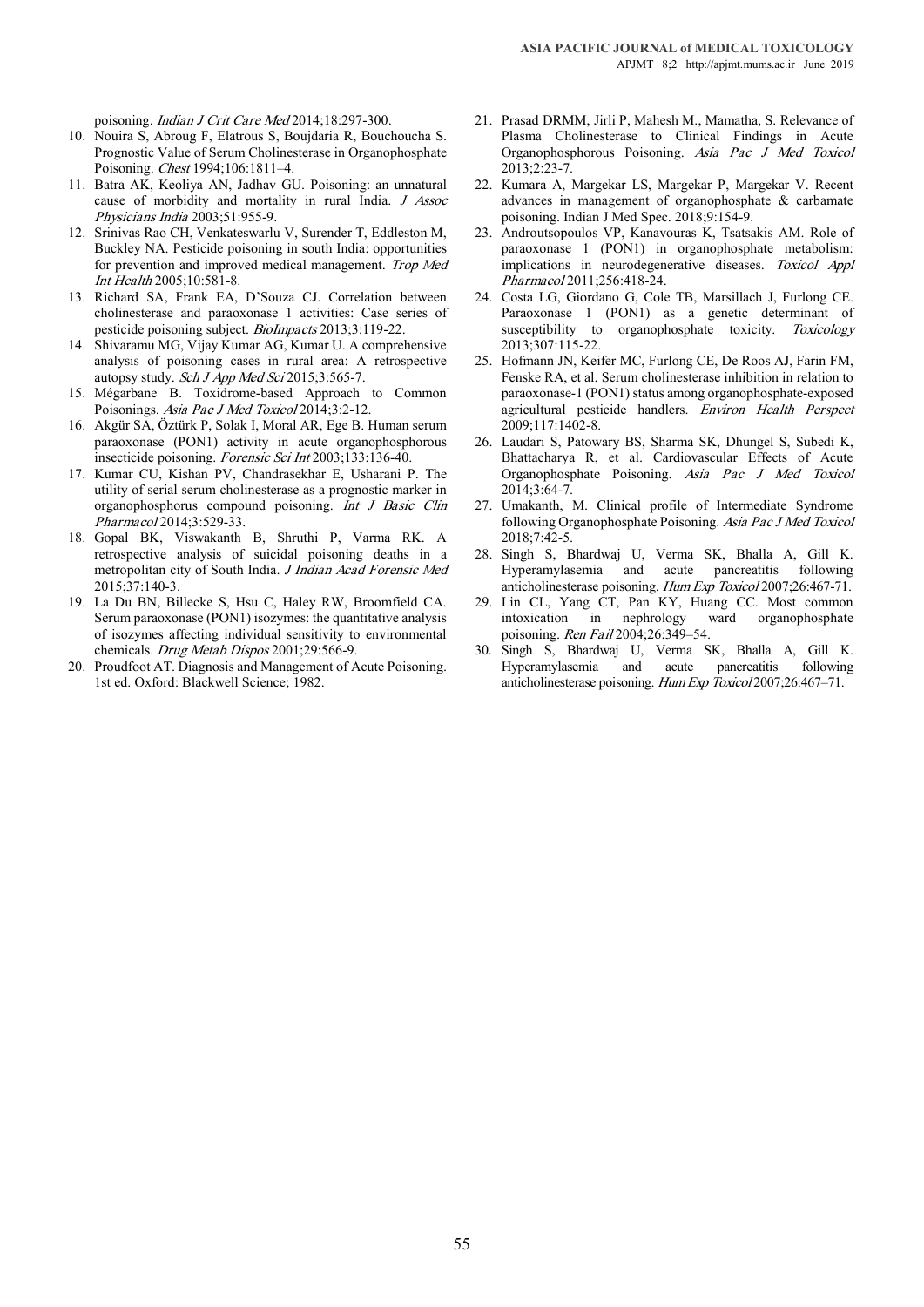poisoning. *Indian J Crit Care Med* 2014;18:297-300.

10. Nouira S, Abroug F, Elatrous S, Boujdaria R, Bouchoucha S. Prognostic Value of Serum Cholinesterase in Organophosphate Poisoning. *Chest* 1994;106:1811–4.
11. Batra AK, Keoliya AN, Jadhav GU. Poisoning: an unnatural cause of morbidity and mortality in rural India. *J Assoc Physicians India* 2003;51:955-9.
12. Srinivas Rao CH, Venkateswarlu V, Surender T, Eddleston M, Buckley NA. Pesticide poisoning in south India: opportunities for prevention and improved medical management. *Trop Med Int Health* 2005;10:581-8.
13. Richard SA, Frank EA, D'Souza CJ. Correlation between cholinesterase and paraoxonase 1 activities: Case series of pesticide poisoning subject. *BioImpacts* 2013;3:119-22.
14. Shivaramu MG, Vijay Kumar AG, Kumar U. A comprehensive analysis of poisoning cases in rural area: A retrospective autopsy study. *Sch J App Med Sci* 2015;3:565-7.
15. Mégarbane B. Toxidrome-based Approach to Common Poisonings. *Asia Pac J Med Toxicol* 2014;3:2-12.
16. Akgür SA, Öztürk P, Solak I, Moral AR, Ege B. Human serum paraoxonase (PON1) activity in acute organophosphorous insecticide poisoning. *Forensic Sci Int* 2003;133:136-40.
17. Kumar CU, Kishan PV, Chandrasekhar E, Usharani P. The utility of serial serum cholinesterase as a prognostic marker in organophosphorus compound poisoning. *Int J Basic Clin Pharmacol* 2014;3:529-33.
18. Gopal BK, Viswakanth B, Shruthi P, Varma RK. A retrospective analysis of suicidal poisoning deaths in a metropolitan city of South India. *J Indian Acad Forensic Med* 2015;37:140-3.
19. La Du BN, Billecke S, Hsu C, Haley RW, Broomfield CA. Serum paraoxonase (PON1) isozymes: the quantitative analysis of isozymes affecting individual sensitivity to environmental chemicals. *Drug Metab Dispos* 2001;29:566-9.
20. Proudfoot AT. Diagnosis and Management of Acute Poisoning. 1st ed. Oxford: Blackwell Science; 1982.
21. Prasad DRMM, Jirli P, Mahesh M., Mamatha, S. Relevance of Plasma Cholinesterase to Clinical Findings in Acute Organophosphorous Poisoning. *Asia Pac J Med Toxicol* 2013;2:23-7.
22. Kumara A, Margekar LS, Margekar P, Margekar V. Recent advances in management of organophosphate & carbamate poisoning. Indian J Med Spec. 2018;9:154-9.
23. Androutsopoulos VP, Kanavouras K, Tsatsakis AM. Role of paraoxonase 1 (PON1) in organophosphate metabolism: implications in neurodegenerative diseases. *Toxicol Appl Pharmacol* 2011;256:418-24.
24. Costa LG, Giordano G, Cole TB, Marsillach J, Furlong CE. Paraoxonase 1 (PON1) as a genetic determinant of susceptibility to organophosphate toxicity. *Toxicology* 2013;307:115-22.
25. Hofmann JN, Keifer MC, Furlong CE, De Roos AJ, Farin FM, Fenske RA, et al. Serum cholinesterase inhibition in relation to paraoxonase-1 (PON1) status among organophosphate-exposed agricultural pesticide handlers. *Environ Health Perspect* 2009;117:1402-8.
26. Laudari S, Patowary BS, Sharma SK, Dhungel S, Subedi K, Bhattacharya R, et al. Cardiovascular Effects of Acute Organophosphate Poisoning. *Asia Pac J Med Toxicol* 2014;3:64-7.
27. Umakanth, M. Clinical profile of Intermediate Syndrome following Organophosphate Poisoning. *Asia Pac J Med Toxicol* 2018;7:42-5.
28. Singh S, Bhardwaj U, Verma SK, Bhalla A, Gill K. Hyperamylasemia and acute pancreatitis following anticholinesterase poisoning. *Hum Exp Toxicol* 2007;26:467-71.
29. Lin CL, Yang CT, Pan KY, Huang CC. Most common intoxication in nephrology ward organophosphate poisoning. *Ren Fail* 2004;26:349–54.
30. Singh S, Bhardwaj U, Verma SK, Bhalla A, Gill K. Hyperamylasemia and acute pancreatitis following anticholinesterase poisoning. *Hum Exp Toxicol* 2007;26:467–71.